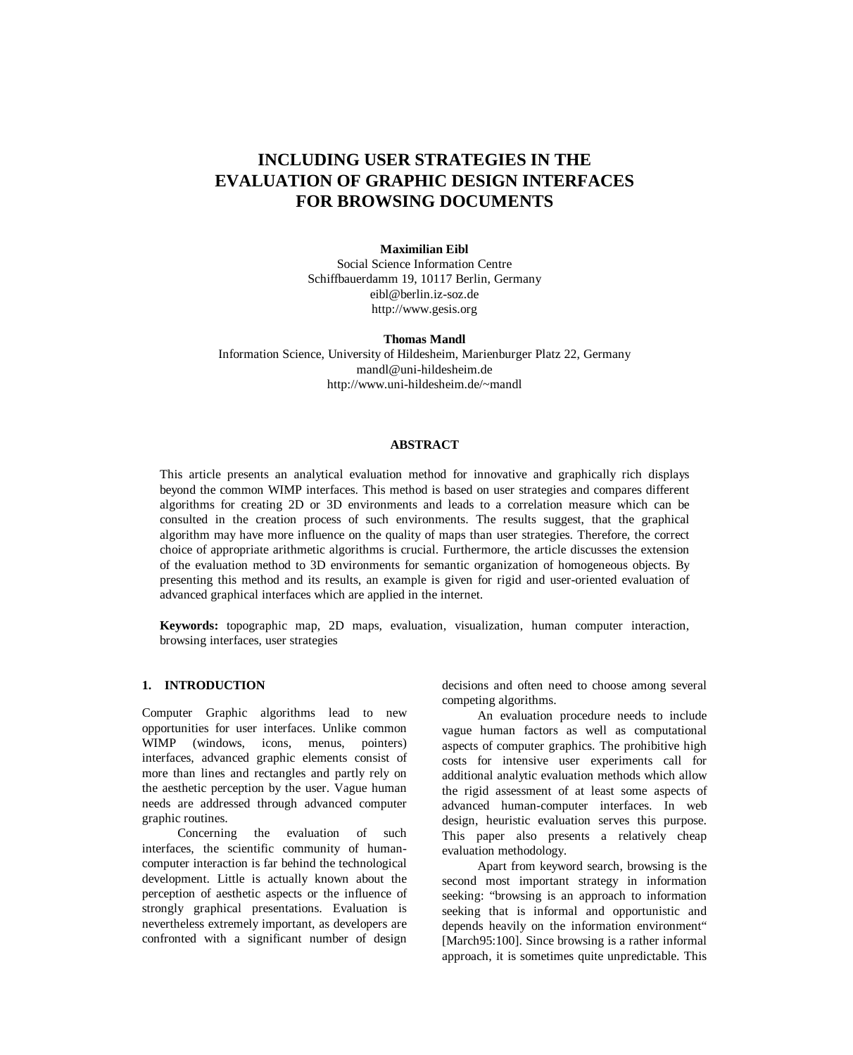# INCLUDING USER STRATEGIES IN THE EVALUATION OF GRAPHIC DESIGN INTERFACES FOR BROWSING DOCUMENTS

**Maximilian Eibl**
Social Science Information Centre
Schiffbauerdamm 19, 10117 Berlin, Germany
eibl@berlin.iz-soz.de
http://www.gesis.org

**Thomas Mandl**
Information Science, University of Hildesheim, Marienburger Platz 22, Germany
mandl@uni-hildesheim.de
http://www.uni-hildesheim.de/~mandl

## ABSTRACT

This article presents an analytical evaluation method for innovative and graphically rich displays beyond the common WIMP interfaces. This method is based on user strategies and compares different algorithms for creating 2D or 3D environments and leads to a correlation measure which can be consulted in the creation process of such environments. The results suggest, that the graphical algorithm may have more influence on the quality of maps than user strategies. Therefore, the correct choice of appropriate arithmetic algorithms is crucial. Furthermore, the article discusses the extension of the evaluation method to 3D environments for semantic organization of homogeneous objects. By presenting this method and its results, an example is given for rigid and user-oriented evaluation of advanced graphical interfaces which are applied in the internet.

**Keywords:** topographic map, 2D maps, evaluation, visualization, human computer interaction, browsing interfaces, user strategies

## 1. INTRODUCTION

Computer Graphic algorithms lead to new opportunities for user interfaces. Unlike common WIMP (windows, icons, menus, pointers) interfaces, advanced graphic elements consist of more than lines and rectangles and partly rely on the aesthetic perception by the user. Vague human needs are addressed through advanced computer graphic routines.

Concerning the evaluation of such interfaces, the scientific community of human-computer interaction is far behind the technological development. Little is actually known about the perception of aesthetic aspects or the influence of strongly graphical presentations. Evaluation is nevertheless extremely important, as developers are confronted with a significant number of design decisions and often need to choose among several competing algorithms.

An evaluation procedure needs to include vague human factors as well as computational aspects of computer graphics. The prohibitive high costs for intensive user experiments call for additional analytic evaluation methods which allow the rigid assessment of at least some aspects of advanced human-computer interfaces. In web design, heuristic evaluation serves this purpose. This paper also presents a relatively cheap evaluation methodology.

Apart from keyword search, browsing is the second most important strategy in information seeking: “browsing is an approach to information seeking that is informal and opportunistic and depends heavily on the information environment“ [March95:100]. Since browsing is a rather informal approach, it is sometimes quite unpredictable. This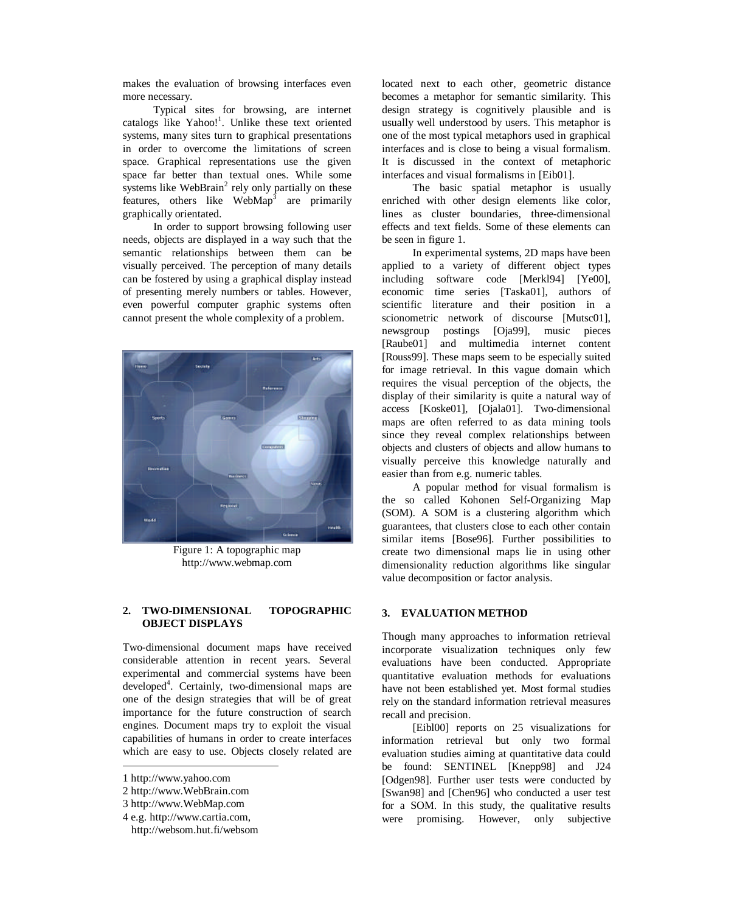makes the evaluation of browsing interfaces even more necessary.

Typical sites for browsing, are internet catalogs like Yahoo![1]. Unlike these text oriented systems, many sites turn to graphical presentations in order to overcome the limitations of screen space. Graphical representations use the given space far better than textual ones. While some systems like WebBrain[2] rely only partially on these features, others like WebMap[3] are primarily graphically orientated.

In order to support browsing following user needs, objects are displayed in a way such that the semantic relationships between them can be visually perceived. The perception of many details can be fostered by using a graphical display instead of presenting merely numbers or tables. However, even powerful computer graphic systems often cannot present the whole complexity of a problem.

Home
Society
Arts
Reference
Sports
Games
Shopping
Computers
Recreation
Business
News
Regional
World
Health
Science

Figure 1: A topographic map http://www.webmap.com

## 2. TWO-DIMENSIONAL TOPOGRAPHIC OBJECT DISPLAYS

Two-dimensional document maps have received considerable attention in recent years. Several experimental and commercial systems have been developed[4]. Certainly, two-dimensional maps are one of the design strategies that will be of great importance for the future construction of search engines. Document maps try to exploit the visual capabilities of humans in order to create interfaces which are easy to use. Objects closely related are located next to each other, geometric distance becomes a metaphor for semantic similarity. This design strategy is cognitively plausible and is usually well understood by users. This metaphor is one of the most typical metaphors used in graphical interfaces and is close to being a visual formalism. It is discussed in the context of metaphoric interfaces and visual formalisms in [Eib01].

The basic spatial metaphor is usually enriched with other design elements like color, lines as cluster boundaries, three-dimensional effects and text fields. Some of these elements can be seen in figure 1.

In experimental systems, 2D maps have been applied to a variety of different object types including software code [Merkl94] [Ye00], economic time series [Taska01], authors of scientific literature and their position in a scionometric network of discourse [Mutsc01], newsgroup postings [Oja99], music pieces [Raube01] and multimedia internet content [Rouss99]. These maps seem to be especially suited for image retrieval. In this vague domain which requires the visual perception of the objects, the display of their similarity is quite a natural way of access [Koske01], [Ojala01]. Two-dimensional maps are often referred to as data mining tools since they reveal complex relationships between objects and clusters of objects and allow humans to visually perceive this knowledge naturally and easier than from e.g. numeric tables.

A popular method for visual formalism is the so called Kohonen Self-Organizing Map (SOM). A SOM is a clustering algorithm which guarantees, that clusters close to each other contain similar items [Bose96]. Further possibilities to create two dimensional maps lie in using other dimensionality reduction algorithms like singular value decomposition or factor analysis.

## 3. EVALUATION METHOD

Though many approaches to information retrieval incorporate visualization techniques only few evaluations have been conducted. Appropriate quantitative evaluation methods for evaluations have not been established yet. Most formal studies rely on the standard information retrieval measures recall and precision.

[Eibl00] reports on 25 visualizations for information retrieval but only two formal evaluation studies aiming at quantitative data could be found: SENTINEL [Knepp98] and J24 [Odgen98]. Further user tests were conducted by [Swan98] and [Chen96] who conducted a user test for a SOM. In this study, the qualitative results were promising. However, only subjective

1 http://www.yahoo.com
2 http://www.WebBrain.com
3 http://www.WebMap.com
4 e.g. http://www.cartia.com, http://websom.hut.fi/websom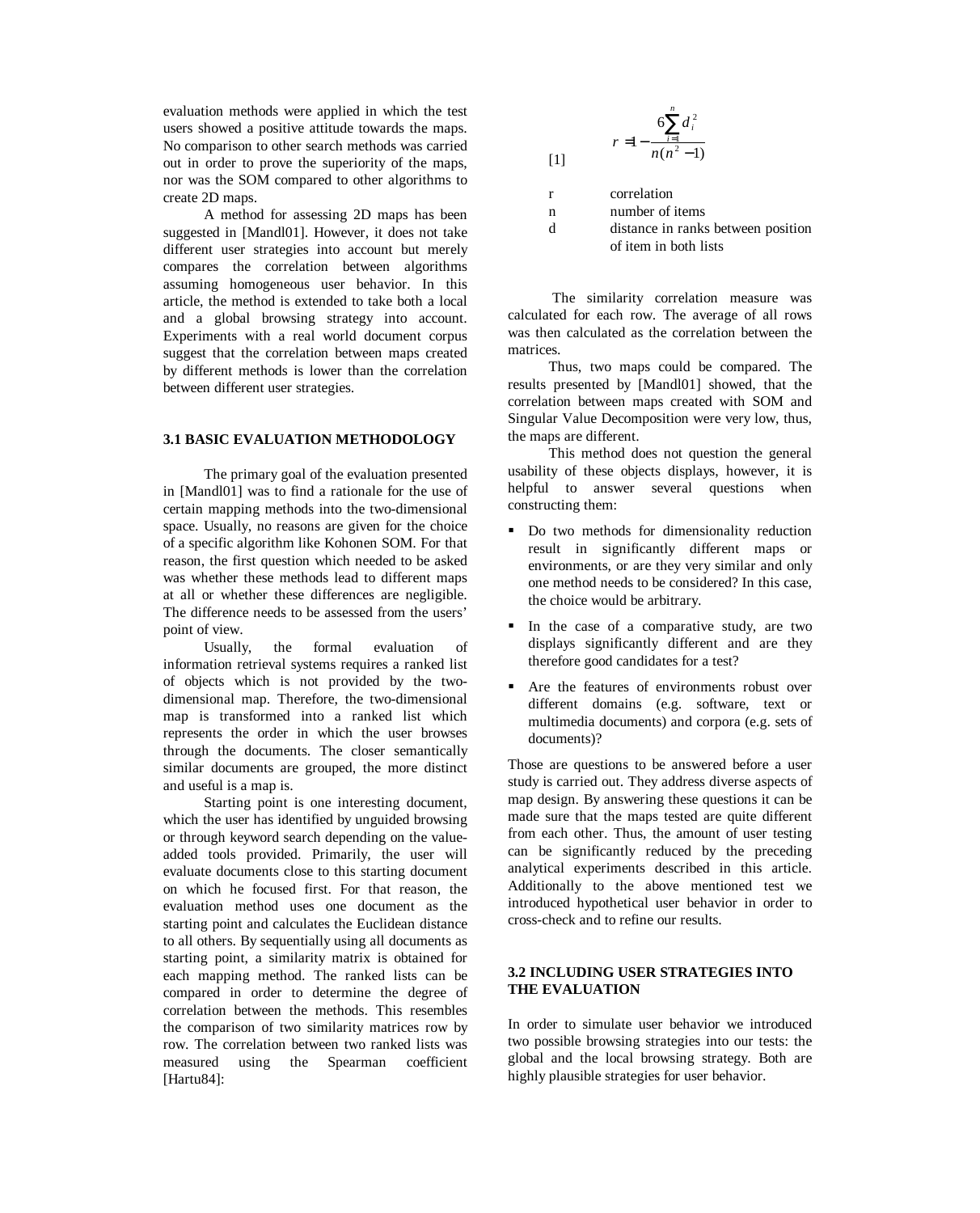evaluation methods were applied in which the test users showed a positive attitude towards the maps. No comparison to other search methods was carried out in order to prove the superiority of the maps, nor was the SOM compared to other algorithms to create 2D maps.

A method for assessing 2D maps has been suggested in [Mandl01]. However, it does not take different user strategies into account but merely compares the correlation between algorithms assuming homogeneous user behavior. In this article, the method is extended to take both a local and a global browsing strategy into account. Experiments with a real world document corpus suggest that the correlation between maps created by different methods is lower than the correlation between different user strategies.

### 3.1 BASIC EVALUATION METHODOLOGY

The primary goal of the evaluation presented in [Mandl01] was to find a rationale for the use of certain mapping methods into the two-dimensional space. Usually, no reasons are given for the choice of a specific algorithm like Kohonen SOM. For that reason, the first question which needed to be asked was whether these methods lead to different maps at all or whether these differences are negligible. The difference needs to be assessed from the users' point of view.

Usually, the formal evaluation of information retrieval systems requires a ranked list of objects which is not provided by the two-dimensional map. Therefore, the two-dimensional map is transformed into a ranked list which represents the order in which the user browses through the documents. The closer semantically similar documents are grouped, the more distinct and useful is a map is.

Starting point is one interesting document, which the user has identified by unguided browsing or through keyword search depending on the value-added tools provided. Primarily, the user will evaluate documents close to this starting document on which he focused first. For that reason, the evaluation method uses one document as the starting point and calculates the Euclidean distance to all others. By sequentially using all documents as starting point, a similarity matrix is obtained for each mapping method. The ranked lists can be compared in order to determine the degree of correlation between the methods. This resembles the comparison of two similarity matrices row by row. The correlation between two ranked lists was measured using the Spearman coefficient [Hartu84]:

[1]
$$r = 1 - \frac{6\sum_{i=1}^{n} d_i^2}{n(n^2 - 1)}$$

| | |
|---|---|
| r | correlation |
| n | number of items |
| d | distance in ranks between position of item in both lists |

The similarity correlation measure was calculated for each row. The average of all rows was then calculated as the correlation between the matrices.

Thus, two maps could be compared. The results presented by [Mandl01] showed, that the correlation between maps created with SOM and Singular Value Decomposition were very low, thus, the maps are different.

This method does not question the general usability of these objects displays, however, it is helpful to answer several questions when constructing them:

- Do two methods for dimensionality reduction result in significantly different maps or environments, or are they very similar and only one method needs to be considered? In this case, the choice would be arbitrary.
- In the case of a comparative study, are two displays significantly different and are they therefore good candidates for a test?
- Are the features of environments robust over different domains (e.g. software, text or multimedia documents) and corpora (e.g. sets of documents)?

Those are questions to be answered before a user study is carried out. They address diverse aspects of map design. By answering these questions it can be made sure that the maps tested are quite different from each other. Thus, the amount of user testing can be significantly reduced by the preceding analytical experiments described in this article. Additionally to the above mentioned test we introduced hypothetical user behavior in order to cross-check and to refine our results.

### 3.2 INCLUDING USER STRATEGIES INTO THE EVALUATION

In order to simulate user behavior we introduced two possible browsing strategies into our tests: the global and the local browsing strategy. Both are highly plausible strategies for user behavior.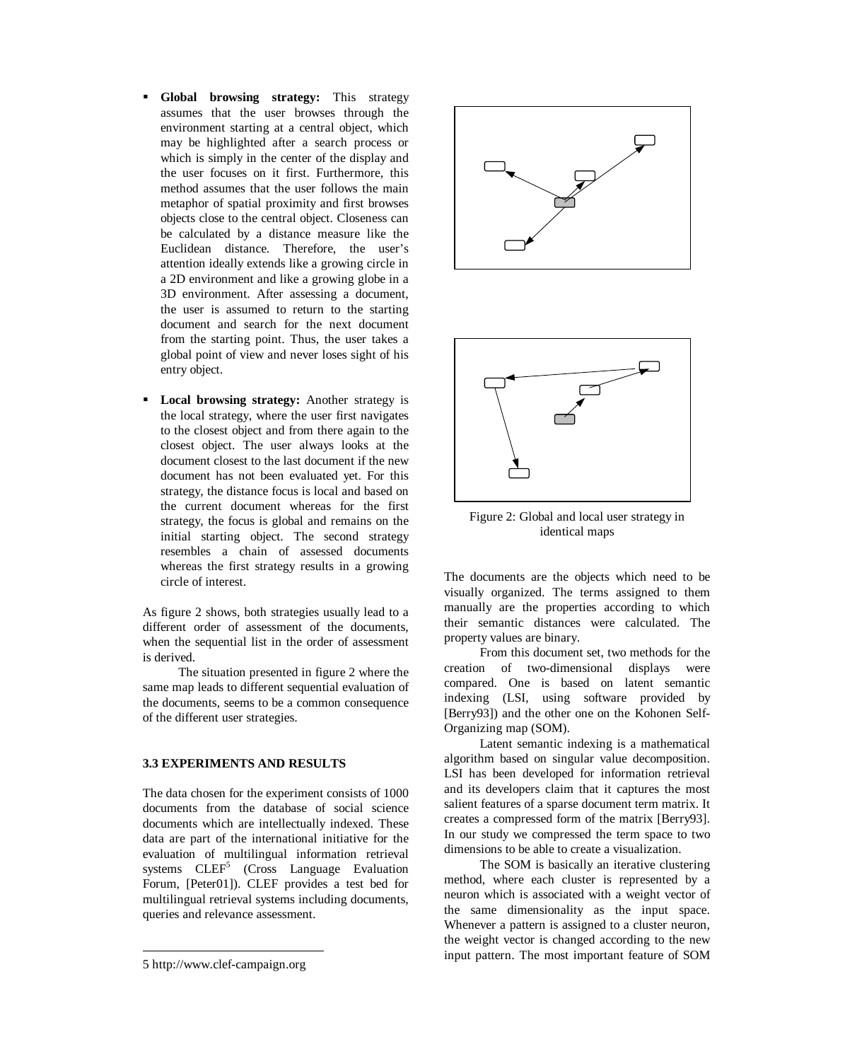- **Global browsing strategy:** This strategy assumes that the user browses through the environment starting at a central object, which may be highlighted after a search process or which is simply in the center of the display and the user focuses on it first. Furthermore, this method assumes that the user follows the main metaphor of spatial proximity and first browses objects close to the central object. Closeness can be calculated by a distance measure like the Euclidean distance. Therefore, the user's attention ideally extends like a growing circle in a 2D environment and like a growing globe in a 3D environment. After assessing a document, the user is assumed to return to the starting document and search for the next document from the starting point. Thus, the user takes a global point of view and never loses sight of his entry object.

- **Local browsing strategy:** Another strategy is the local strategy, where the user first navigates to the closest object and from there again to the closest object. The user always looks at the document closest to the last document if the new document has not been evaluated yet. For this strategy, the distance focus is local and based on the current document whereas for the first strategy, the focus is global and remains on the initial starting object. The second strategy resembles a chain of assessed documents whereas the first strategy results in a growing circle of interest.

As figure 2 shows, both strategies usually lead to a different order of assessment of the documents, when the sequential list in the order of assessment is derived.

The situation presented in figure 2 where the same map leads to different sequential evaluation of the documents, seems to be a common consequence of the different user strategies.

Figure 2: Global and local user strategy in identical maps

### 3.3 EXPERIMENTS AND RESULTS

The data chosen for the experiment consists of 1000 documents from the database of social science documents which are intellectually indexed. These data are part of the international initiative for the evaluation of multilingual information retrieval systems CLEF[5] (Cross Language Evaluation Forum, [Peter01]). CLEF provides a test bed for multilingual retrieval systems including documents, queries and relevance assessment.

The documents are the objects which need to be visually organized. The terms assigned to them manually are the properties according to which their semantic distances were calculated. The property values are binary.

From this document set, two methods for the creation of two-dimensional displays were compared. One is based on latent semantic indexing (LSI, using software provided by [Berry93]) and the other one on the Kohonen Self-Organizing map (SOM).

Latent semantic indexing is a mathematical algorithm based on singular value decomposition. LSI has been developed for information retrieval and its developers claim that it captures the most salient features of a sparse document term matrix. It creates a compressed form of the matrix [Berry93]. In our study we compressed the term space to two dimensions to be able to create a visualization.

The SOM is basically an iterative clustering method, where each cluster is represented by a neuron which is associated with a weight vector of the same dimensionality as the input space. Whenever a pattern is assigned to a cluster neuron, the weight vector is changed according to the new input pattern. The most important feature of SOM

5 http://www.clef-campaign.org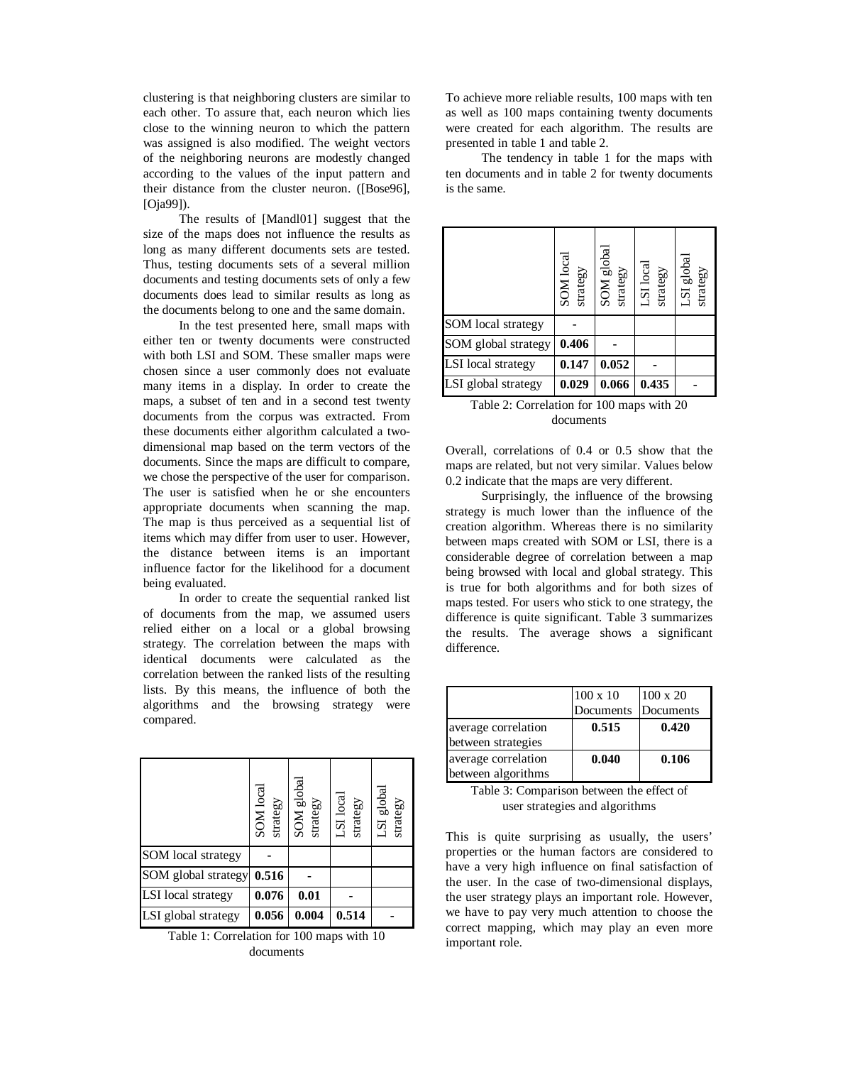clustering is that neighboring clusters are similar to each other. To assure that, each neuron which lies close to the winning neuron to which the pattern was assigned is also modified. The weight vectors of the neighboring neurons are modestly changed according to the values of the input pattern and their distance from the cluster neuron. ([Bose96], [Oja99]).

The results of [Mandl01] suggest that the size of the maps does not influence the results as long as many different documents sets are tested. Thus, testing documents sets of a several million documents and testing documents sets of only a few documents does lead to similar results as long as the documents belong to one and the same domain.

In the test presented here, small maps with either ten or twenty documents were constructed with both LSI and SOM. These smaller maps were chosen since a user commonly does not evaluate many items in a display. In order to create the maps, a subset of ten and in a second test twenty documents from the corpus was extracted. From these documents either algorithm calculated a two-dimensional map based on the term vectors of the documents. Since the maps are difficult to compare, we chose the perspective of the user for comparison. The user is satisfied when he or she encounters appropriate documents when scanning the map. The map is thus perceived as a sequential list of items which may differ from user to user. However, the distance between items is an important influence factor for the likelihood for a document being evaluated.

In order to create the sequential ranked list of documents from the map, we assumed users relied either on a local or a global browsing strategy. The correlation between the maps with identical documents were calculated as the correlation between the ranked lists of the resulting lists. By this means, the influence of both the algorithms and the browsing strategy were compared.

| | SOM local strategy | SOM global strategy | LSI local strategy | LSI global strategy |
|---|---|---|---|---|
| SOM local strategy | **-** | | | |
| SOM global strategy | **0.516** | **-** | | |
| LSI local strategy | **0.076** | **0.01** | **-** | |
| LSI global strategy | **0.056** | **0.004** | **0.514** | **-** |

Table 1: Correlation for 100 maps with 10 documents

To achieve more reliable results, 100 maps with ten as well as 100 maps containing twenty documents were created for each algorithm. The results are presented in table 1 and table 2.

The tendency in table 1 for the maps with ten documents and in table 2 for twenty documents is the same.

| | SOM local strategy | SOM global strategy | LSI local strategy | LSI global strategy |
|---|---|---|---|---|
| SOM local strategy | **-** | | | |
| SOM global strategy | **0.406** | **-** | | |
| LSI local strategy | **0.147** | **0.052** | **-** | |
| LSI global strategy | **0.029** | **0.066** | **0.435** | **-** |

Table 2: Correlation for 100 maps with 20 documents

Overall, correlations of 0.4 or 0.5 show that the maps are related, but not very similar. Values below 0.2 indicate that the maps are very different.

Surprisingly, the influence of the browsing strategy is much lower than the influence of the creation algorithm. Whereas there is no similarity between maps created with SOM or LSI, there is a considerable degree of correlation between a map being browsed with local and global strategy. This is true for both algorithms and for both sizes of maps tested. For users who stick to one strategy, the difference is quite significant. Table 3 summarizes the results. The average shows a significant difference.

| | 100 x 10 Documents | 100 x 20 Documents |
|---|---|---|
| average correlation between strategies | **0.515** | **0.420** |
| average correlation between algorithms | **0.040** | **0.106** |

Table 3: Comparison between the effect of user strategies and algorithms

This is quite surprising as usually, the users' properties or the human factors are considered to have a very high influence on final satisfaction of the user. In the case of two-dimensional displays, the user strategy plays an important role. However, we have to pay very much attention to choose the correct mapping, which may play an even more important role.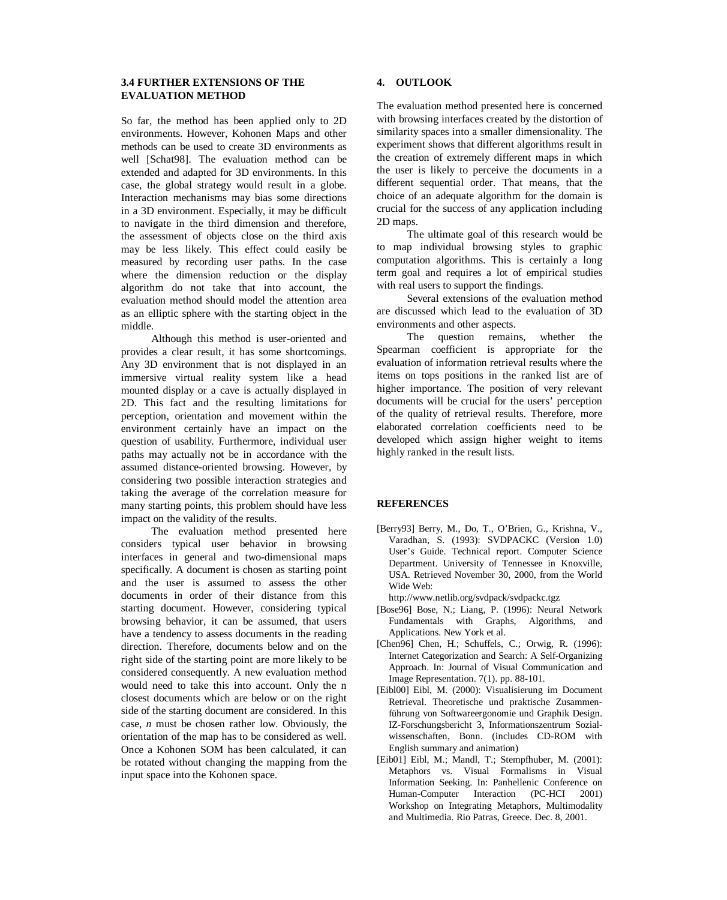### 3.4 FURTHER EXTENSIONS OF THE EVALUATION METHOD

So far, the method has been applied only to 2D environments. However, Kohonen Maps and other methods can be used to create 3D environments as well [Schat98]. The evaluation method can be extended and adapted for 3D environments. In this case, the global strategy would result in a globe. Interaction mechanisms may bias some directions in a 3D environment. Especially, it may be difficult to navigate in the third dimension and therefore, the assessment of objects close on the third axis may be less likely. This effect could easily be measured by recording user paths. In the case where the dimension reduction or the display algorithm do not take that into account, the evaluation method should model the attention area as an elliptic sphere with the starting object in the middle.

Although this method is user-oriented and provides a clear result, it has some shortcomings. Any 3D environment that is not displayed in an immersive virtual reality system like a head mounted display or a cave is actually displayed in 2D. This fact and the resulting limitations for perception, orientation and movement within the environment certainly have an impact on the question of usability. Furthermore, individual user paths may actually not be in accordance with the assumed distance-oriented browsing. However, by considering two possible interaction strategies and taking the average of the correlation measure for many starting points, this problem should have less impact on the validity of the results.

The evaluation method presented here considers typical user behavior in browsing interfaces in general and two-dimensional maps specifically. A document is chosen as starting point and the user is assumed to assess the other documents in order of their distance from this starting document. However, considering typical browsing behavior, it can be assumed, that users have a tendency to assess documents in the reading direction. Therefore, documents below and on the right side of the starting point are more likely to be considered consequently. A new evaluation method would need to take this into account. Only the n closest documents which are below or on the right side of the starting document are considered. In this case, *n* must be chosen rather low. Obviously, the orientation of the map has to be considered as well. Once a Kohonen SOM has been calculated, it can be rotated without changing the mapping from the input space into the Kohonen space.

## 4. OUTLOOK

The evaluation method presented here is concerned with browsing interfaces created by the distortion of similarity spaces into a smaller dimensionality. The experiment shows that different algorithms result in the creation of extremely different maps in which the user is likely to perceive the documents in a different sequential order. That means, that the choice of an adequate algorithm for the domain is crucial for the success of any application including 2D maps.

The ultimate goal of this research would be to map individual browsing styles to graphic computation algorithms. This is certainly a long term goal and requires a lot of empirical studies with real users to support the findings.

Several extensions of the evaluation method are discussed which lead to the evaluation of 3D environments and other aspects.

The question remains, whether the Spearman coefficient is appropriate for the evaluation of information retrieval results where the items on tops positions in the ranked list are of higher importance. The position of very relevant documents will be crucial for the users' perception of the quality of retrieval results. Therefore, more elaborated correlation coefficients need to be developed which assign higher weight to items highly ranked in the result lists.

## REFERENCES

[Berry93] Berry, M., Do, T., O'Brien, G., Krishna, V., Varadhan, S. (1993): SVDPACKC (Version 1.0) User's Guide. Technical report. Computer Science Department. University of Tennessee in Knoxville, USA. Retrieved November 30, 2000, from the World Wide Web: http://www.netlib.org/svdpack/svdpackc.tgz

[Bose96] Bose, N.; Liang, P. (1996): Neural Network Fundamentals with Graphs, Algorithms, and Applications. New York et al.

[Chen96] Chen, H.; Schuffels, C.; Orwig, R. (1996): Internet Categorization and Search: A Self-Organizing Approach. In: Journal of Visual Communication and Image Representation. 7(1). pp. 88-101.

[Eibl00] Eibl, M. (2000): Visualisierung im Document Retrieval. Theoretische und praktische Zusammenführung von Softwareergonomie und Graphik Design. IZ-Forschungsbericht 3, Informationszentrum Sozialwissenschaften, Bonn. (includes CD-ROM with English summary and animation)

[Eib01] Eibl, M.; Mandl, T.; Stempfhuber, M. (2001): Metaphors vs. Visual Formalisms in Visual Information Seeking. In: Panhellenic Conference on Human-Computer Interaction (PC-HCI 2001) Workshop on Integrating Metaphors, Multimodality and Multimedia. Rio Patras, Greece. Dec. 8, 2001.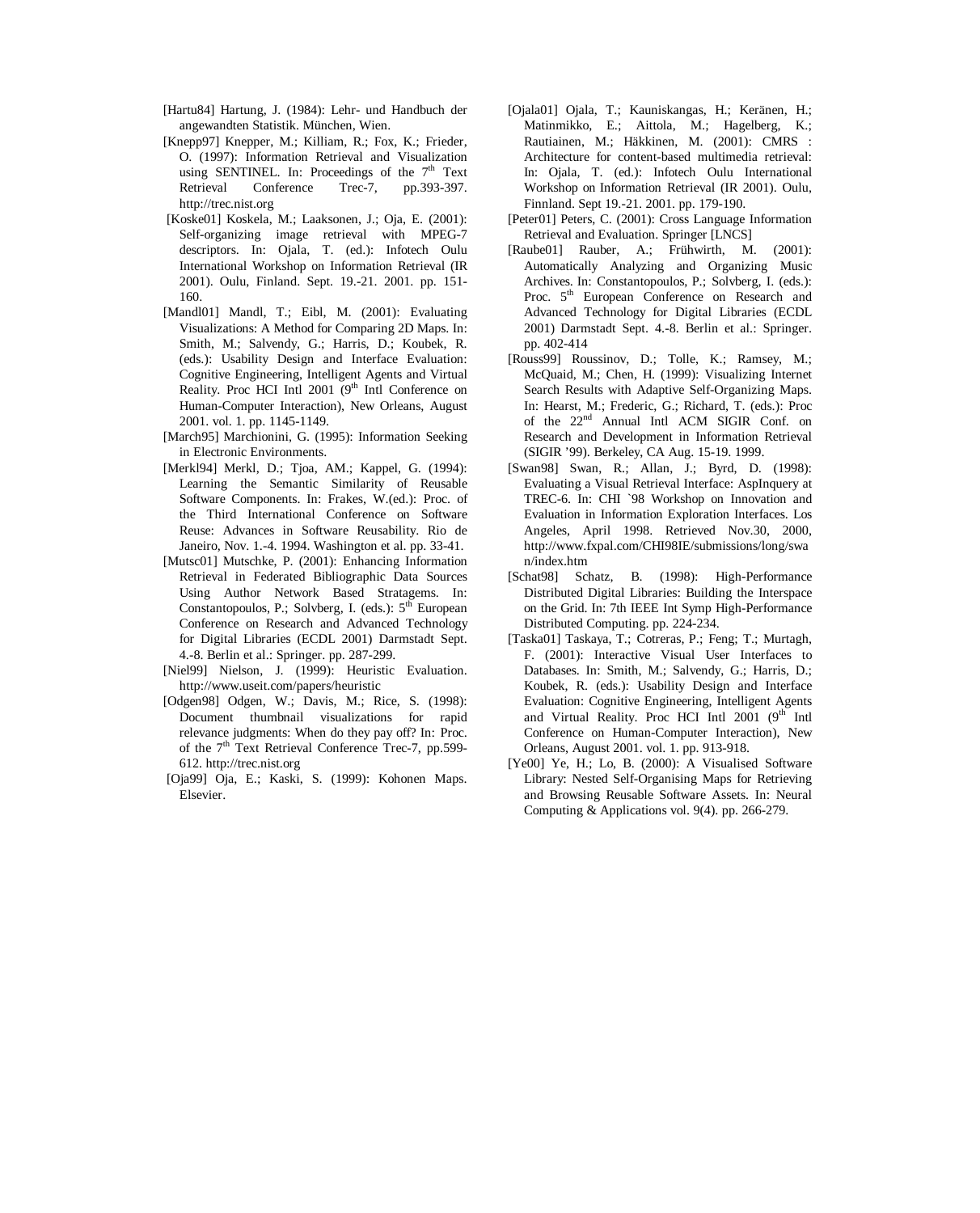[Hartu84] Hartung, J. (1984): Lehr- und Handbuch der angewandten Statistik. München, Wien.

[Knepp97] Knepper, M.; Killiam, R.; Fox, K.; Frieder, O. (1997): Information Retrieval and Visualization using SENTINEL. In: Proceedings of the 7th Text Retrieval Conference Trec-7, pp.393-397. http://trec.nist.org

[Koske01] Koskela, M.; Laaksonen, J.; Oja, E. (2001): Self-organizing image retrieval with MPEG-7 descriptors. In: Ojala, T. (ed.): Infotech Oulu International Workshop on Information Retrieval (IR 2001). Oulu, Finland. Sept. 19.-21. 2001. pp. 151-160.

[Mandl01] Mandl, T.; Eibl, M. (2001): Evaluating Visualizations: A Method for Comparing 2D Maps. In: Smith, M.; Salvendy, G.; Harris, D.; Koubek, R. (eds.): Usability Design and Interface Evaluation: Cognitive Engineering, Intelligent Agents and Virtual Reality. Proc HCI Intl 2001 (9th Intl Conference on Human-Computer Interaction), New Orleans, August 2001. vol. 1. pp. 1145-1149.

[March95] Marchionini, G. (1995): Information Seeking in Electronic Environments.

[Merkl94] Merkl, D.; Tjoa, AM.; Kappel, G. (1994): Learning the Semantic Similarity of Reusable Software Components. In: Frakes, W.(ed.): Proc. of the Third International Conference on Software Reuse: Advances in Software Reusability. Rio de Janeiro, Nov. 1.-4. 1994. Washington et al. pp. 33-41.

[Mutsc01] Mutschke, P. (2001): Enhancing Information Retrieval in Federated Bibliographic Data Sources Using Author Network Based Stratagems. In: Constantopoulos, P.; Solvberg, I. (eds.): 5th European Conference on Research and Advanced Technology for Digital Libraries (ECDL 2001) Darmstadt Sept. 4.-8. Berlin et al.: Springer. pp. 287-299.

[Niel99] Nielson, J. (1999): Heuristic Evaluation. http://www.useit.com/papers/heuristic

[Odgen98] Odgen, W.; Davis, M.; Rice, S. (1998): Document thumbnail visualizations for rapid relevance judgments: When do they pay off? In: Proc. of the 7th Text Retrieval Conference Trec-7, pp.599-612. http://trec.nist.org

[Oja99] Oja, E.; Kaski, S. (1999): Kohonen Maps. Elsevier.

[Ojala01] Ojala, T.; Kauniskangas, H.; Keränen, H.; Matinmikko, E.; Aittola, M.; Hagelberg, K.; Rautiainen, M.; Häkkinen, M. (2001): CMRS : Architecture for content-based multimedia retrieval: In: Ojala, T. (ed.): Infotech Oulu International Workshop on Information Retrieval (IR 2001). Oulu, Finnland. Sept 19.-21. 2001. pp. 179-190.

[Peter01] Peters, C. (2001): Cross Language Information Retrieval and Evaluation. Springer [LNCS]

[Raube01] Rauber, A.; Frühwirth, M. (2001): Automatically Analyzing and Organizing Music Archives. In: Constantopoulos, P.; Solvberg, I. (eds.): Proc. 5th European Conference on Research and Advanced Technology for Digital Libraries (ECDL 2001) Darmstadt Sept. 4.-8. Berlin et al.: Springer. pp. 402-414

[Rouss99] Roussinov, D.; Tolle, K.; Ramsey, M.; McQuaid, M.; Chen, H. (1999): Visualizing Internet Search Results with Adaptive Self-Organizing Maps. In: Hearst, M.; Frederic, G.; Richard, T. (eds.): Proc of the 22nd Annual Intl ACM SIGIR Conf. on Research and Development in Information Retrieval (SIGIR '99). Berkeley, CA Aug. 15-19. 1999.

[Swan98] Swan, R.; Allan, J.; Byrd, D. (1998): Evaluating a Visual Retrieval Interface: AspInquery at TREC-6. In: CHI `98 Workshop on Innovation and Evaluation in Information Exploration Interfaces. Los Angeles, April 1998. Retrieved Nov.30, 2000, http://www.fxpal.com/CHI98IE/submissions/long/swan/index.htm

[Schat98] Schatz, B. (1998): High-Performance Distributed Digital Libraries: Building the Interspace on the Grid. In: 7th IEEE Int Symp High-Performance Distributed Computing. pp. 224-234.

[Taska01] Taskaya, T.; Cotreras, P.; Feng; T.; Murtagh, F. (2001): Interactive Visual User Interfaces to Databases. In: Smith, M.; Salvendy, G.; Harris, D.; Koubek, R. (eds.): Usability Design and Interface Evaluation: Cognitive Engineering, Intelligent Agents and Virtual Reality. Proc HCI Intl 2001 (9th Intl Conference on Human-Computer Interaction), New Orleans, August 2001. vol. 1. pp. 913-918.

[Ye00] Ye, H.; Lo, B. (2000): A Visualised Software Library: Nested Self-Organising Maps for Retrieving and Browsing Reusable Software Assets. In: Neural Computing & Applications vol. 9(4). pp. 266-279.